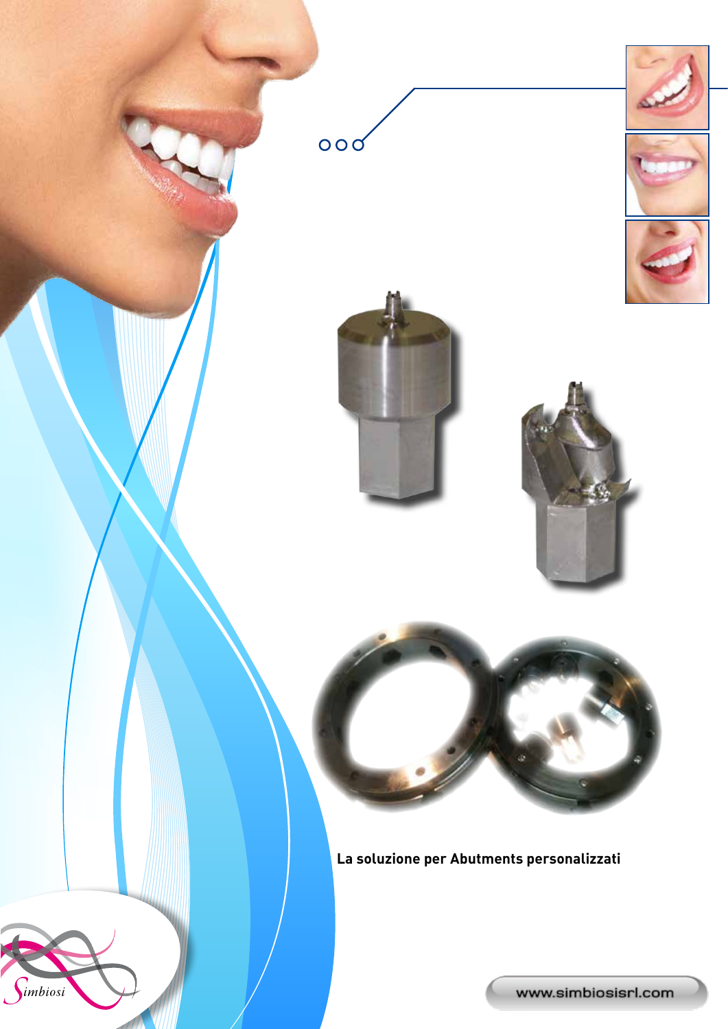La soluzione per Abutments personalizzati

Simbiosi

www.simbiosisrl.com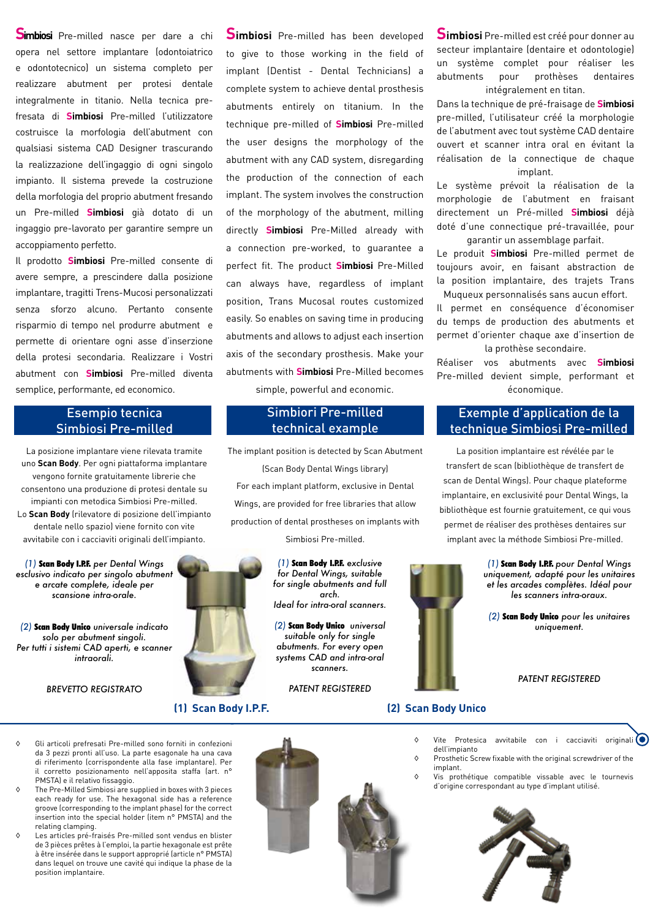**Simbiosi** Pre-milled nasce per dare a chi opera nel settore implantare (odontoiatrico e odontotecnico) un sistema completo per realizzare abutment per protesi dentale integralmente in titanio. Nella tecnica pre-fresata di **Simbiosi** Pre-milled l'utilizzatore costruisce la morfologia dell'abutment con qualsiasi sistema CAD Designer trascurando la realizzazione dell'ingaggio di ogni singolo impianto. Il sistema prevede la costruzione della morfologia del proprio abutment fresando un Pre-milled **Simbiosi** già dotato di un ingaggio pre-lavorato per garantire sempre un accoppiamento perfetto.

Il prodotto **Simbiosi** Pre-milled consente di avere sempre, a prescindere dalla posizione implantare, tragitti Trens-Mucosi personalizzati senza sforzo alcuno. Pertanto consente risparmio di tempo nel produrre abutment e permette di orientare ogni asse d'inserzione della protesi secondaria. Realizzare i Vostri abutment con **Simbiosi** Pre-milled diventa semplice, performante, ed economico.

**Simbiosi** Pre-milled has been developed to give to those working in the field of implant (Dentist - Dental Technicians) a complete system to achieve dental prosthesis abutments entirely on titanium. In the technique pre-milled of **Simbiosi** Pre-milled the user designs the morphology of the abutment with any CAD system, disregarding the production of the connection of each implant. The system involves the construction of the morphology of the abutment, milling directly **Simbiosi** Pre-Milled already with a connection pre-worked, to guarantee a perfect fit. The product **Simbiosi** Pre-Milled can always have, regardless of implant position, Trans Mucosal routes customized easily. So enables on saving time in producing abutments and allows to adjust each insertion axis of the secondary prosthesis. Make your abutments with **Simbiosi** Pre-Milled becomes simple, powerful and economic.

**Simbiosi** Pre-milled est créé pour donner au secteur implantaire (dentaire et odontologie) un système complet pour réaliser les abutments pour prothèses dentaires intégralement en titan.
Dans la technique de pré-fraisage de **Simbiosi** pre-milled, l'utilisateur créé la morphologie de l'abutment avec tout système CAD dentaire ouvert et scanner intra oral en évitant la réalisation de la connectique de chaque implant.
Le système prévoit la réalisation de la morphologie de l'abutment en fraisant directement un Pré-milled **Simbiosi** déjà doté d'une connectique pré-travaillée, pour garantir un assemblage parfait.
Le produit **Simbiosi** Pre-milled permet de toujours avoir, en faisant abstraction de la position implantaire, des trajets Trans Muqueux personnalisés sans aucun effort.
Il permet en conséquence d'économiser du temps de production des abutments et permet d'orienter chaque axe d'insertion de la prothèse secondaire.
Réaliser vos abutments avec **Simbiosi** Pre-milled devient simple, performant et économique.

## Esempio tecnica Simbiosi Pre-milled

La posizione implantare viene rilevata tramite uno **Scan Body**. Per ogni piattaforma implantare vengono fornite gratuitamente librerie che consentono una produzione di protesi dentale su impianti con metodica Simbiosi Pre-milled.
Lo **Scan Body** (rilevatore di posizione dell'impianto dentale nello spazio) viene fornito con vite avvitabile con i cacciaviti originali dell'impianto.

*(1) **Scan Body I.P.F.** per Dental Wings esclusivo indicato per singolo abutment e arcate complete, ideale per scansione intra-orale.*

*(2) **Scan Body Unico** universale indicato solo per abutment singoli. Per tutti i sistemi CAD aperti, e scanner intraorali.*

*BREVETTO REGISTRATO*

## Simbiori Pre-milled technical example

The implant position is detected by Scan Abutment (Scan Body Dental Wings library)
For each implant platform, exclusive in Dental Wings, are provided for free libraries that allow production of dental prostheses on implants with Simbiosi Pre-milled.

*(1) **Scan Body I.P.F.** exclusive for Dental Wings, suitable for single abutments and full arch. Ideal for intra-oral scanners.*

*(2) **Scan Body Unico** universal suitable only for single abutments. For every open systems CAD and intra-oral scanners.*

*PATENT REGISTERED*

## Exemple d'application de la technique Simbiosi Pre-milled

La position implantaire est révélée par le transfert de scan (bibliothèque de transfert de scan de Dental Wings). Pour chaque plateforme implantaire, en exclusivité pour Dental Wings, la bibliothèque est fournie gratuitement, ce qui vous permet de réaliser des prothèses dentaires sur implant avec la méthode Simbiosi Pre-milled.

*(1) **Scan Body I.P.F.** pour Dental Wings uniquement, adapté pour les unitaires et les arcades complètes. Idéal pour les scanners intra-oraux.*

*(2) **Scan Body Unico** pour les unitaires uniquement.*

*PATENT REGISTERED*

**(1) Scan Body I.P.F.** **(2) Scan Body Unico**

- Gli articoli prefresati Pre-milled sono forniti in confezioni da 3 pezzi pronti all'uso. La parte esagonale ha una cava di riferimento (corrispondente alla fase implantare). Per il corretto posizionamento nell'apposita staffa (art. n° PMSTA) e il relativo fissaggio.
- The Pre-Milled Simbiosi are supplied in boxes with 3 pieces each ready for use. The hexagonal side has a reference groove (corresponding to the implant phase) for the correct insertion into the special holder (item n° PMSTA) and the relating clamping.
- Les articles pré-fraisés Pre-milled sont vendus en blister de 3 pièces prêtes à l'emploi, la partie hexagonale est prête à être insérée dans le support approprié (article n° PMSTA) dans lequel on trouve une cavité qui indique la phase de la position implantaire.

- Vite Protesica avvitabile con i cacciaviti originali dell'impianto
- Prosthetic Screw fixable with the original screwdriver of the implant.
- Vis prothétique compatible vissable avec le tournevis d'origine correspondant au type d'implant utilisé.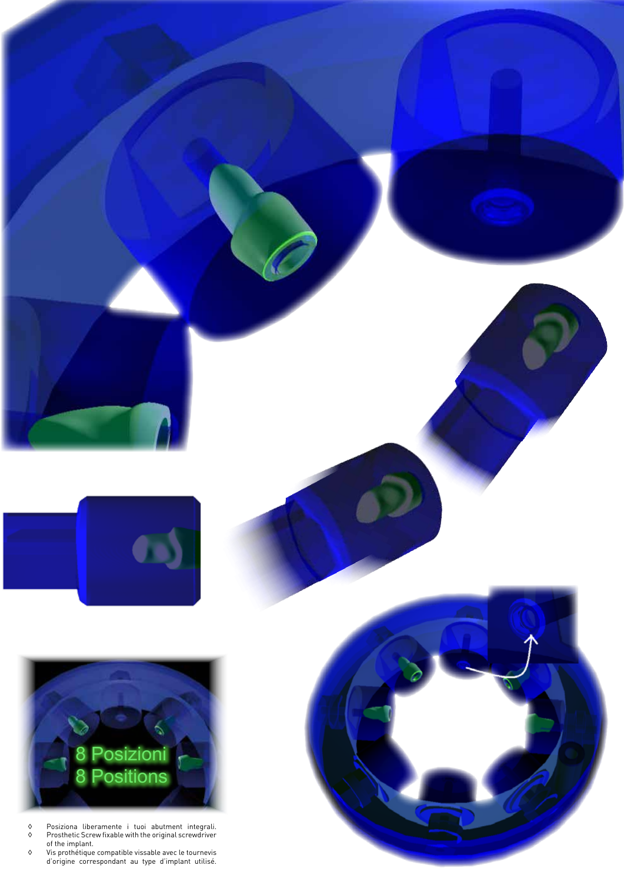8 Posizioni
8 Positions

- Posiziona liberamente i tuoi abutment integrali.
- Prosthetic Screw fixable with the original screwdriver of the implant.
- Vis prothétique compatible vissable avec le tournevis d'origine correspondant au type d'implant utilisé.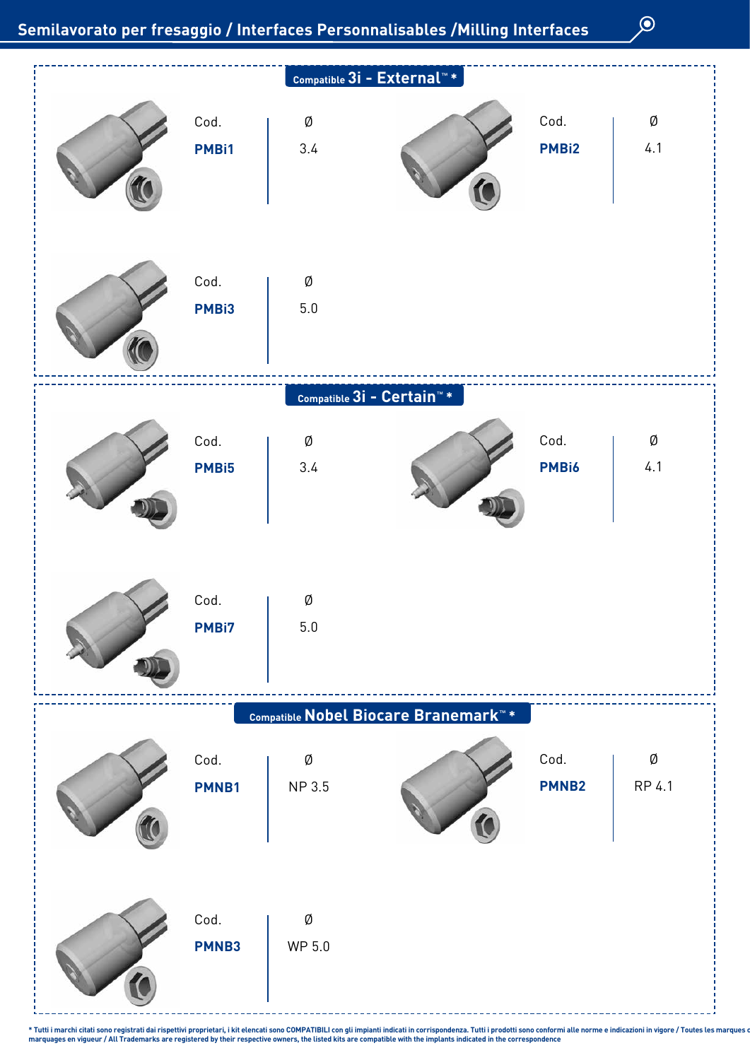# Semilavorato per fresaggio / Interfaces Personnalisables /Milling Interfaces

## Compatible 3i - External™ *

| Cod. | Ø |
|---|---|
| **PMBi1** | 3.4 |
| **PMBi2** | 4.1 |
| **PMBi3** | 5.0 |

## Compatible 3i - Certain™ *

| Cod. | Ø |
|---|---|
| **PMBi5** | 3.4 |
| **PMBi6** | 4.1 |
| **PMBi7** | 5.0 |

## Compatible Nobel Biocare Branemark™ *

| Cod. | Ø |
|---|---|
| **PMNB1** | NP 3.5 |
| **PMNB2** | RP 4.1 |
| **PMNB3** | WP 5.0 |

* Tutti i marchi citati sono registrati dai rispettivi proprietari, i kit elencati sono COMPATIBILI con gli impianti indicati in corrispondenza. Tutti i prodotti sono conformi alle norme e indicazioni in vigore / Toutes les marques c marquages en vigueur / All Trademarks are registered by their respective owners, the listed kits are compatible with the implants indicated in the correspondence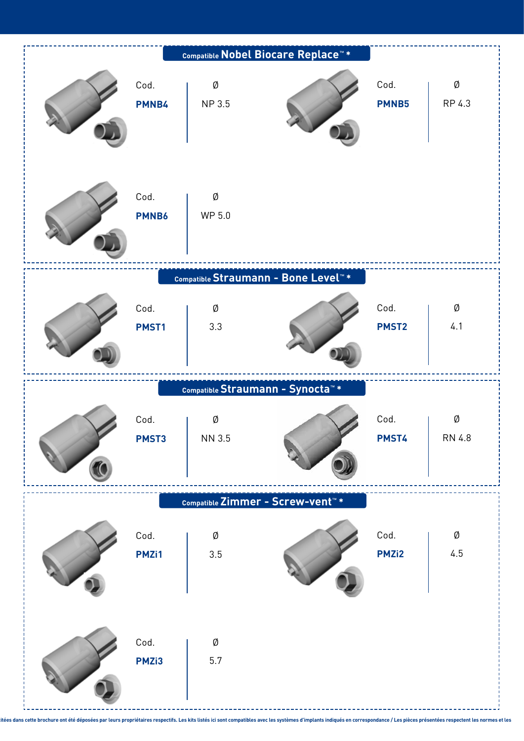## Compatible Nobel Biocare Replace™ *

| Cod. | Ø |
|---|---|
| **PMNB4** | NP 3.5 |
| **PMNB5** | RP 4.3 |
| **PMNB6** | WP 5.0 |

## Compatible Straumann - Bone Level™ *

| Cod. | Ø |
|---|---|
| **PMST1** | 3.3 |
| **PMST2** | 4.1 |

## Compatible Straumann - Synocta™ *

| Cod. | Ø |
|---|---|
| **PMST3** | NN 3.5 |
| **PMST4** | RN 4.8 |

## Compatible Zimmer - Screw-vent™ *

| Cod. | Ø |
|---|---|
| **PMZi1** | 3.5 |
| **PMZi2** | 4.5 |
| **PMZi3** | 5.7 |

itées dans cette brochure ont été déposées par leurs propriétaires respectifs. Les kits listés ici sont compatibles avec les systèmes d'implants indiqués en correspondance / Les pièces présentées respectent les normes et les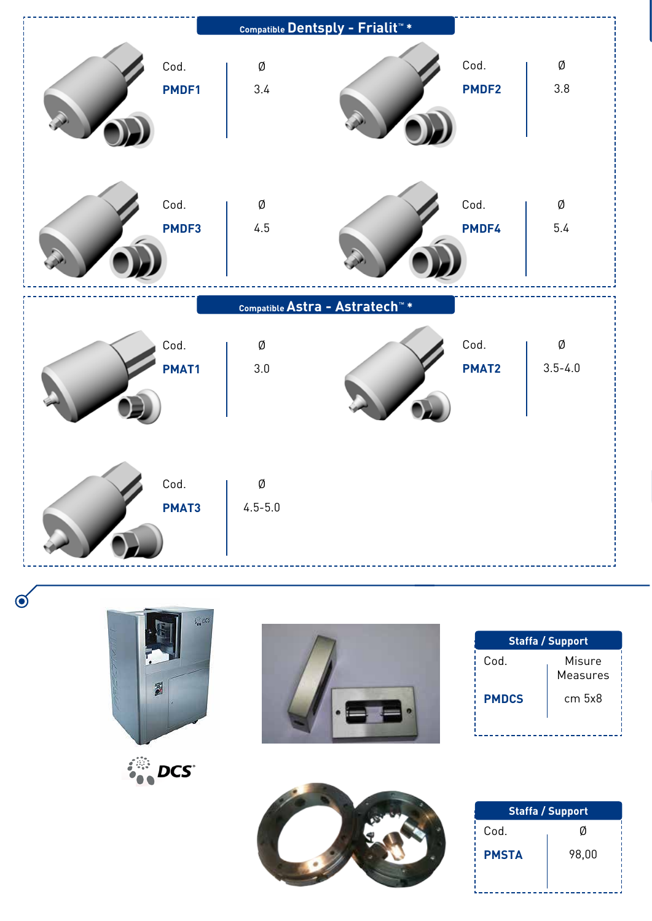## Compatible Dentsply - Frialit™ *

| Cod. | Ø |
|---|---|
| PMDF1 | 3.4 |

| Cod. | Ø |
|---|---|
| PMDF2 | 3.8 |

| Cod. | Ø |
|---|---|
| PMDF3 | 4.5 |

| Cod. | Ø |
|---|---|
| PMDF4 | 5.4 |

## Compatible Astra - Astratech™ *

| Cod. | Ø |
|---|---|
| PMAT1 | 3.0 |

| Cod. | Ø |
|---|---|
| PMAT2 | 3.5-4.0 |

| Cod. | Ø |
|---|---|
| PMAT3 | 4.5-5.0 |

DCS

### Staffa / Support

| Cod. | Misure Measures |
|---|---|
| PMDCS | cm 5x8 |

### Staffa / Support

| Cod. | Ø |
|---|---|
| PMSTA | 98,00 |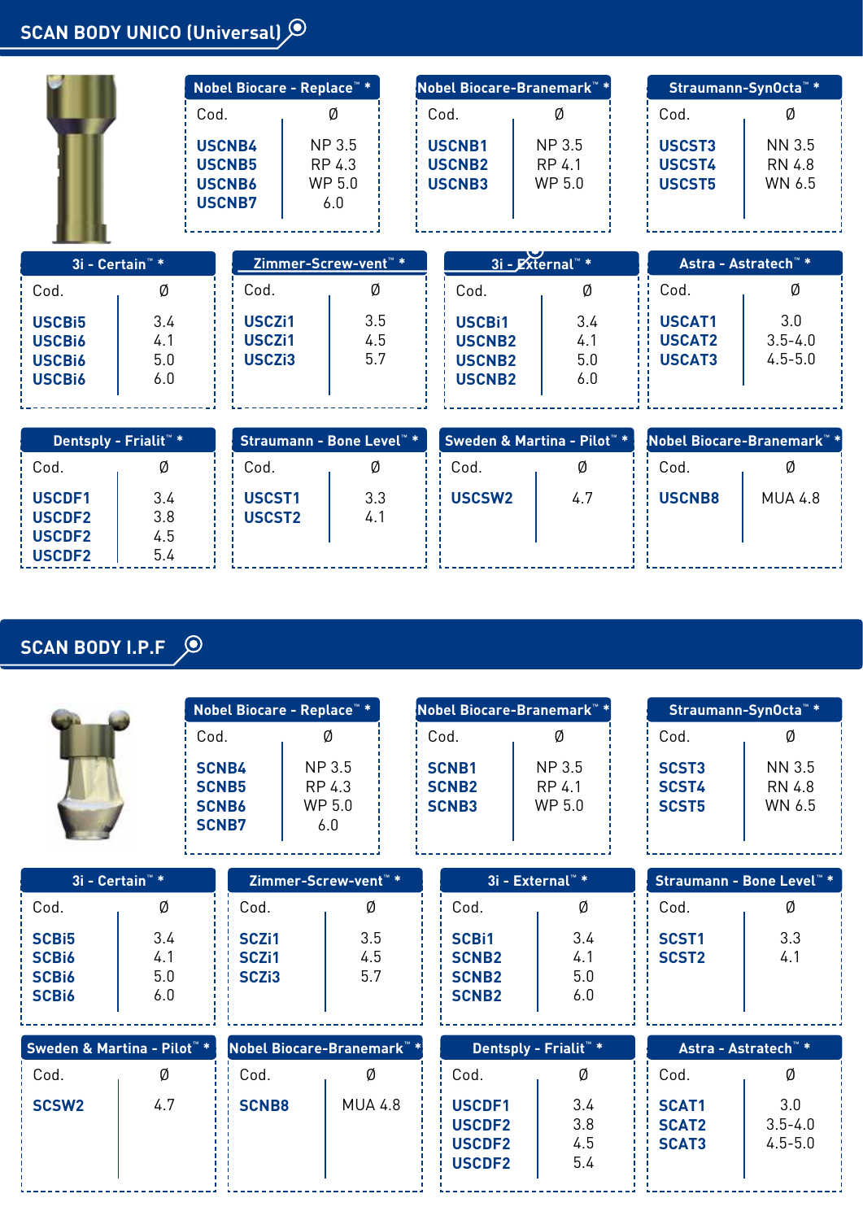## SCAN BODY UNICO (Universal)

### Nobel Biocare - Replace™ *

| Cod. | Ø |
|---|---|
| USCNB4 | NP 3.5 |
| USCNB5 | RP 4.3 |
| USCNB6 | WP 5.0 |
| USCNB7 | 6.0 |

### Nobel Biocare-Branemark™ *

| Cod. | Ø |
|---|---|
| USCNB1 | NP 3.5 |
| USCNB2 | RP 4.1 |
| USCNB3 | WP 5.0 |

### Straumann-SynOcta™ *

| Cod. | Ø |
|---|---|
| USCST3 | NN 3.5 |
| USCST4 | RN 4.8 |
| USCST5 | WN 6.5 |

### 3i - Certain™ *

| Cod. | Ø |
|---|---|
| USCBi5 | 3.4 |
| USCBi6 | 4.1 |
| USCBi6 | 5.0 |
| USCBi6 | 6.0 |

### Zimmer-Screw-vent™ *

| Cod. | Ø |
|---|---|
| USCZi1 | 3.5 |
| USCZi1 | 4.5 |
| USCZi3 | 5.7 |

### 3i - External™ *

| Cod. | Ø |
|---|---|
| USCBi1 | 3.4 |
| USCNB2 | 4.1 |
| USCNB2 | 5.0 |
| USCNB2 | 6.0 |

### Astra - Astratech™ *

| Cod. | Ø |
|---|---|
| USCAT1 | 3.0 |
| USCAT2 | 3.5-4.0 |
| USCAT3 | 4.5-5.0 |

### Dentsply - Frialit™ *

| Cod. | Ø |
|---|---|
| USCDF1 | 3.4 |
| USCDF2 | 3.8 |
| USCDF2 | 4.5 |
| USCDF2 | 5.4 |

### Straumann - Bone Level™ *

| Cod. | Ø |
|---|---|
| USCST1 | 3.3 |
| USCST2 | 4.1 |

### Sweden & Martina - Pilot™ *

| Cod. | Ø |
|---|---|
| USCSW2 | 4.7 |

### Nobel Biocare-Branemark™ *

| Cod. | Ø |
|---|---|
| USCNB8 | MUA 4.8 |

## SCAN BODY I.P.F

### Nobel Biocare - Replace™ *

| Cod. | Ø |
|---|---|
| SCNB4 | NP 3.5 |
| SCNB5 | RP 4.3 |
| SCNB6 | WP 5.0 |
| SCNB7 | 6.0 |

### Nobel Biocare-Branemark™ *

| Cod. | Ø |
|---|---|
| SCNB1 | NP 3.5 |
| SCNB2 | RP 4.1 |
| SCNB3 | WP 5.0 |

### Straumann-SynOcta™ *

| Cod. | Ø |
|---|---|
| SCST3 | NN 3.5 |
| SCST4 | RN 4.8 |
| SCST5 | WN 6.5 |

### 3i - Certain™ *

| Cod. | Ø |
|---|---|
| SCBi5 | 3.4 |
| SCBi6 | 4.1 |
| SCBi6 | 5.0 |
| SCBi6 | 6.0 |

### Zimmer-Screw-vent™ *

| Cod. | Ø |
|---|---|
| SCZi1 | 3.5 |
| SCZi1 | 4.5 |
| SCZi3 | 5.7 |

### 3i - External™ *

| Cod. | Ø |
|---|---|
| SCBi1 | 3.4 |
| SCNB2 | 4.1 |
| SCNB2 | 5.0 |
| SCNB2 | 6.0 |

### Straumann - Bone Level™ *

| Cod. | Ø |
|---|---|
| SCST1 | 3.3 |
| SCST2 | 4.1 |

### Sweden & Martina - Pilot™ *

| Cod. | Ø |
|---|---|
| SCSW2 | 4.7 |

### Nobel Biocare-Branemark™ *

| Cod. | Ø |
|---|---|
| SCNB8 | MUA 4.8 |

### Dentsply - Frialit™ *

| Cod. | Ø |
|---|---|
| USCDF1 | 3.4 |
| USCDF2 | 3.8 |
| USCDF2 | 4.5 |
| USCDF2 | 5.4 |

### Astra - Astratech™ *

| Cod. | Ø |
|---|---|
| SCAT1 | 3.0 |
| SCAT2 | 3.5-4.0 |
| SCAT3 | 4.5-5.0 |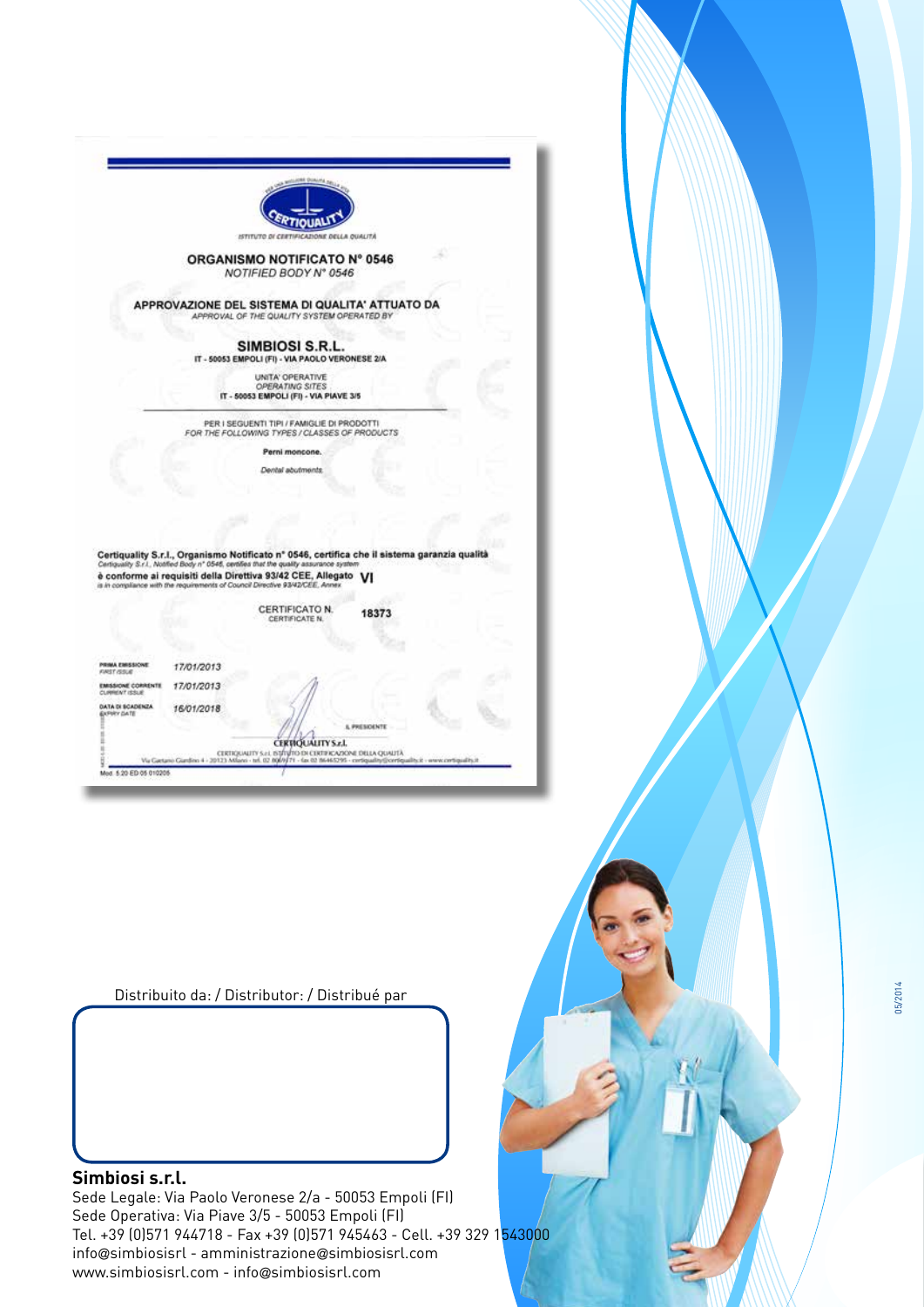CERTIQUALITY

ISTITUTO DI CERTIFICAZIONE DELLA QUALITÀ

**ORGANISMO NOTIFICATO N° 0546**

*NOTIFIED BODY N° 0546*

**APPROVAZIONE DEL SISTEMA DI QUALITA' ATTUATO DA**

*APPROVAL OF THE QUALITY SYSTEM OPERATED BY*

**SIMBIOSI S.R.L.**

**IT - 50053 EMPOLI (FI) - VIA PAOLO VERONESE 2/A**

UNITA' OPERATIVE

*OPERATING SITES*

**IT - 50053 EMPOLI (FI) - VIA PIAVE 3/5**

PER I SEGUENTI TIPI / FAMIGLIE DI PRODOTTI

*FOR THE FOLLOWING TYPES / CLASSES OF PRODUCTS*

**Perni moncone.**

*Dental abutments.*

**Certiquality S.r.l., Organismo Notificato n° 0546, certifica che il sistema garanzia qualità**

*Certiquality S.r.l., Notified Body n° 0546, certifies that the quality assurance system*

**è conforme ai requisiti della Direttiva 93/42 CEE, Allegato VI**

*is in compliance with the requirements of Council Directive 93/42/CEE, Annex*

CERTIFICATO N. **18373**

CERTIFICATE N.

| | |
|---|---|
| PRIMA EMISSIONE / FIRST ISSUE | 17/01/2013 |
| EMISSIONE CORRENTE / CURRENT ISSUE | 17/01/2013 |
| DATA DI SCADENZA / EXPIRY DATE | 16/01/2018 |

IL PRESIDENTE

CERTIQUALITY S.r.l.

CERTIQUALITY S.r.l. ISTITUTO DI CERTIFICAZIONE DELLA QUALITÀ

Via Gaetano Giardino 4 - 20123 Milano - tel. 02 8069171 - fax 02 86465295 - certiquality@certiquality.it - www.certiquality.it

Mod. 5.20 ED 05 010205

Distribuito da: / Distributor: / Distribué par

**Simbiosi s.r.l.**

Sede Legale: Via Paolo Veronese 2/a - 50053 Empoli (FI)

Sede Operativa: Via Piave 3/5 - 50053 Empoli (FI)

Tel. +39 (0)571 944718 - Fax +39 (0)571 945463 - Cell. +39 329 1543000

info@simbiosisrl - amministrazione@simbiosisrl.com

www.simbiosisrl.com - info@simbiosisrl.com

05/2014